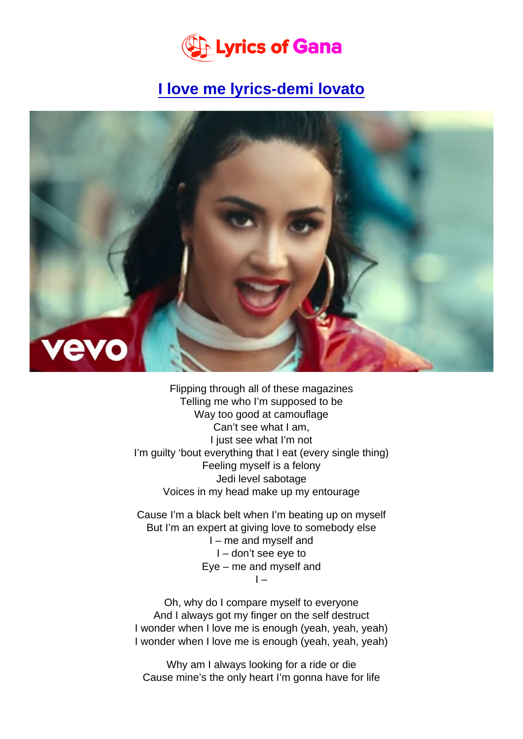Lyrics of Gana

# I love me lyrics-demi lovato

Flipping through all of these magazines
Telling me who I'm supposed to be
Way too good at camouflage
Can't see what I am,
I just see what I'm not
I'm guilty 'bout everything that I eat (every single thing)
Feeling myself is a felony
Jedi level sabotage
Voices in my head make up my entourage

Cause I'm a black belt when I'm beating up on myself
But I'm an expert at giving love to somebody else
I – me and myself and
I – don't see eye to
Eye – me and myself and
I –

Oh, why do I compare myself to everyone
And I always got my finger on the self destruct
I wonder when I love me is enough (yeah, yeah, yeah)
I wonder when I love me is enough (yeah, yeah, yeah)

Why am I always looking for a ride or die
Cause mine's the only heart I'm gonna have for life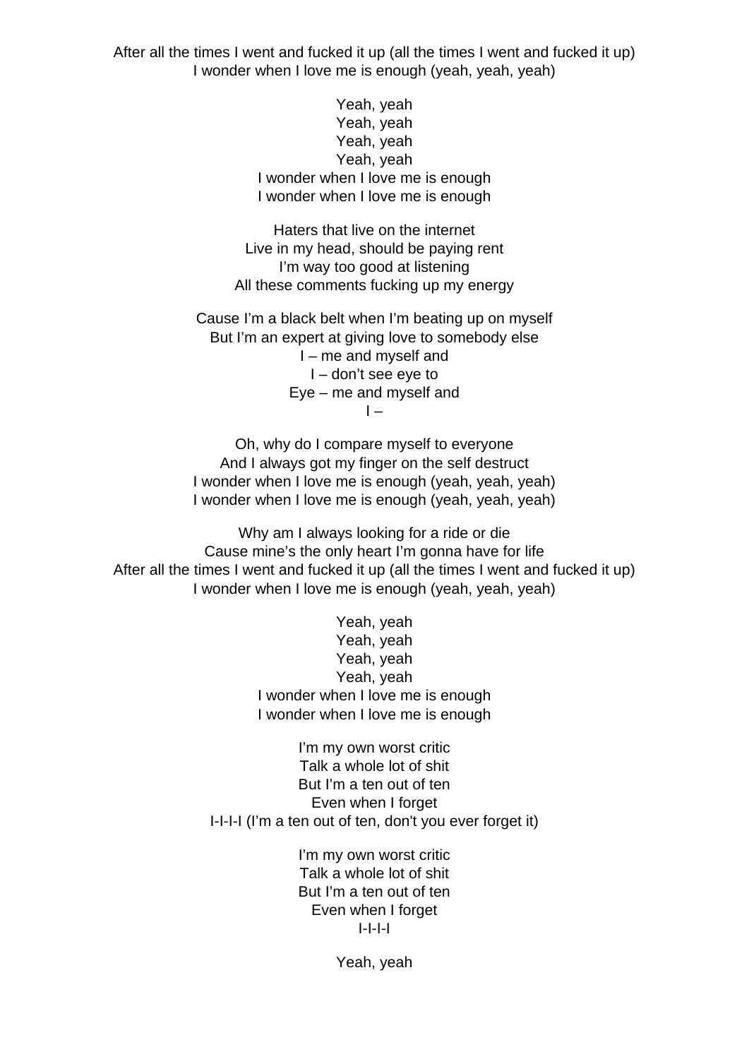After all the times I went and fucked it up (all the times I went and fucked it up)
I wonder when I love me is enough (yeah, yeah, yeah)

Yeah, yeah
Yeah, yeah
Yeah, yeah
Yeah, yeah
I wonder when I love me is enough
I wonder when I love me is enough

Haters that live on the internet
Live in my head, should be paying rent
I'm way too good at listening
All these comments fucking up my energy

Cause I'm a black belt when I'm beating up on myself
But I'm an expert at giving love to somebody else
I – me and myself and
I – don't see eye to
Eye – me and myself and
I –

Oh, why do I compare myself to everyone
And I always got my finger on the self destruct
I wonder when I love me is enough (yeah, yeah, yeah)
I wonder when I love me is enough (yeah, yeah, yeah)

Why am I always looking for a ride or die
Cause mine's the only heart I'm gonna have for life
After all the times I went and fucked it up (all the times I went and fucked it up)
I wonder when I love me is enough (yeah, yeah, yeah)

Yeah, yeah
Yeah, yeah
Yeah, yeah
Yeah, yeah
I wonder when I love me is enough
I wonder when I love me is enough

I'm my own worst critic
Talk a whole lot of shit
But I'm a ten out of ten
Even when I forget
I-I-I-I (I'm a ten out of ten, don't you ever forget it)

I'm my own worst critic
Talk a whole lot of shit
But I'm a ten out of ten
Even when I forget
I-I-I-I

Yeah, yeah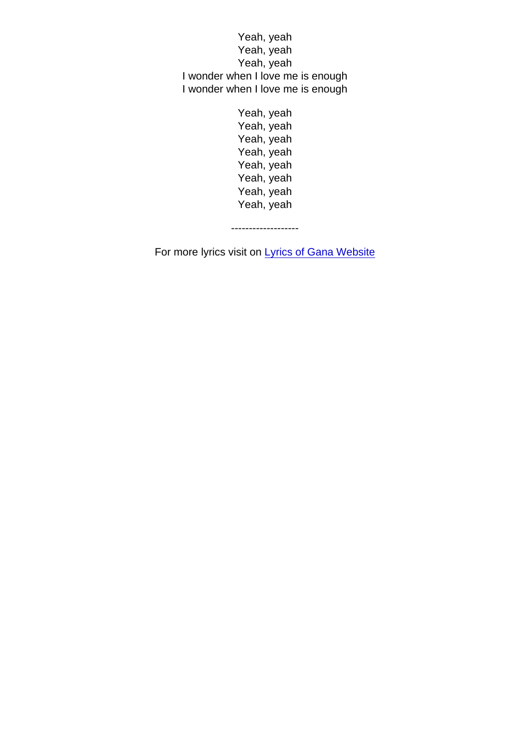Yeah, yeah
Yeah, yeah
Yeah, yeah
I wonder when I love me is enough
I wonder when I love me is enough

Yeah, yeah
Yeah, yeah
Yeah, yeah
Yeah, yeah
Yeah, yeah
Yeah, yeah
Yeah, yeah
Yeah, yeah

-------------------

For more lyrics visit on [Lyrics of Gana Website]